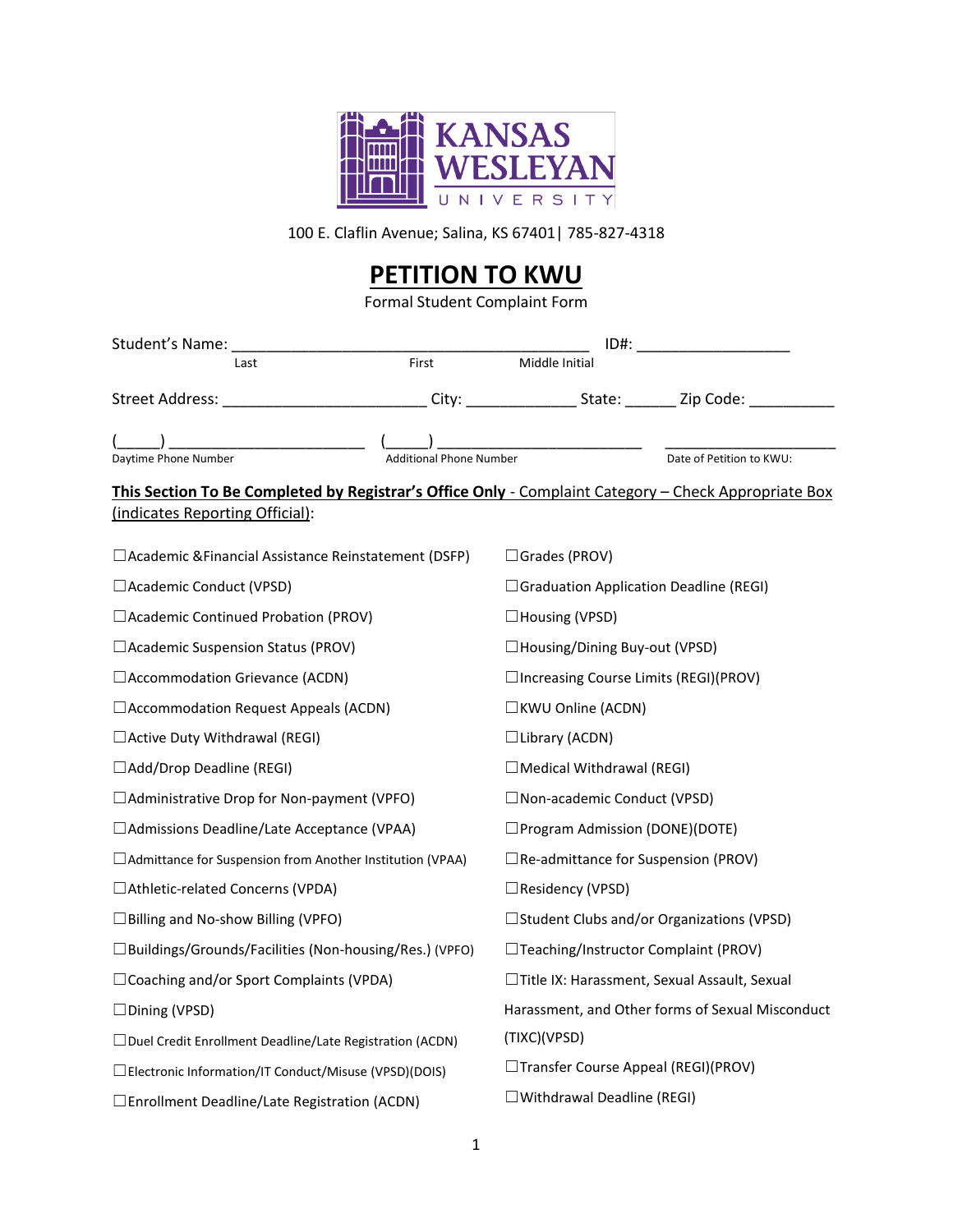KANSAS WESLEYAN UNIVERSITY

100 E. Claflin Avenue; Salina, KS 67401| 785-827-4318

# PETITION TO KWU

Formal Student Complaint Form

Student's Name: ________________________________________ ID#: _________________
Last First Middle Initial

Street Address: ______________________ City: ____________ State: ______ Zip Code: __________

(_____) ______________________ (_____) _______________________ ____________________
Daytime Phone Number Additional Phone Number Date of Petition to KWU:

**This Section To Be Completed by Registrar's Office Only** - Complaint Category – Check Appropriate Box (indicates Reporting Official):

☐Academic &Financial Assistance Reinstatement (DSFP)

☐Academic Conduct (VPSD)

☐Academic Continued Probation (PROV)

☐Academic Suspension Status (PROV)

☐Accommodation Grievance (ACDN)

☐Accommodation Request Appeals (ACDN)

☐Active Duty Withdrawal (REGI)

☐Add/Drop Deadline (REGI)

☐Administrative Drop for Non-payment (VPFO)

☐Admissions Deadline/Late Acceptance (VPAA)

☐Admittance for Suspension from Another Institution (VPAA)

☐Athletic-related Concerns (VPDA)

☐Billing and No-show Billing (VPFO)

☐Buildings/Grounds/Facilities (Non-housing/Res.) (VPFO)

☐Coaching and/or Sport Complaints (VPDA)

☐Dining (VPSD)

☐Duel Credit Enrollment Deadline/Late Registration (ACDN)

☐Electronic Information/IT Conduct/Misuse (VPSD)(DOIS)

☐Enrollment Deadline/Late Registration (ACDN)

☐Grades (PROV)

☐Graduation Application Deadline (REGI)

☐Housing (VPSD)

☐Housing/Dining Buy-out (VPSD)

☐Increasing Course Limits (REGI)(PROV)

☐KWU Online (ACDN)

☐Library (ACDN)

☐Medical Withdrawal (REGI)

☐Non-academic Conduct (VPSD)

☐Program Admission (DONE)(DOTE)

☐Re-admittance for Suspension (PROV)

☐Residency (VPSD)

☐Student Clubs and/or Organizations (VPSD)

☐Teaching/Instructor Complaint (PROV)

☐Title IX: Harassment, Sexual Assault, Sexual Harassment, and Other forms of Sexual Misconduct (TIXC)(VPSD)

☐Transfer Course Appeal (REGI)(PROV)

☐Withdrawal Deadline (REGI)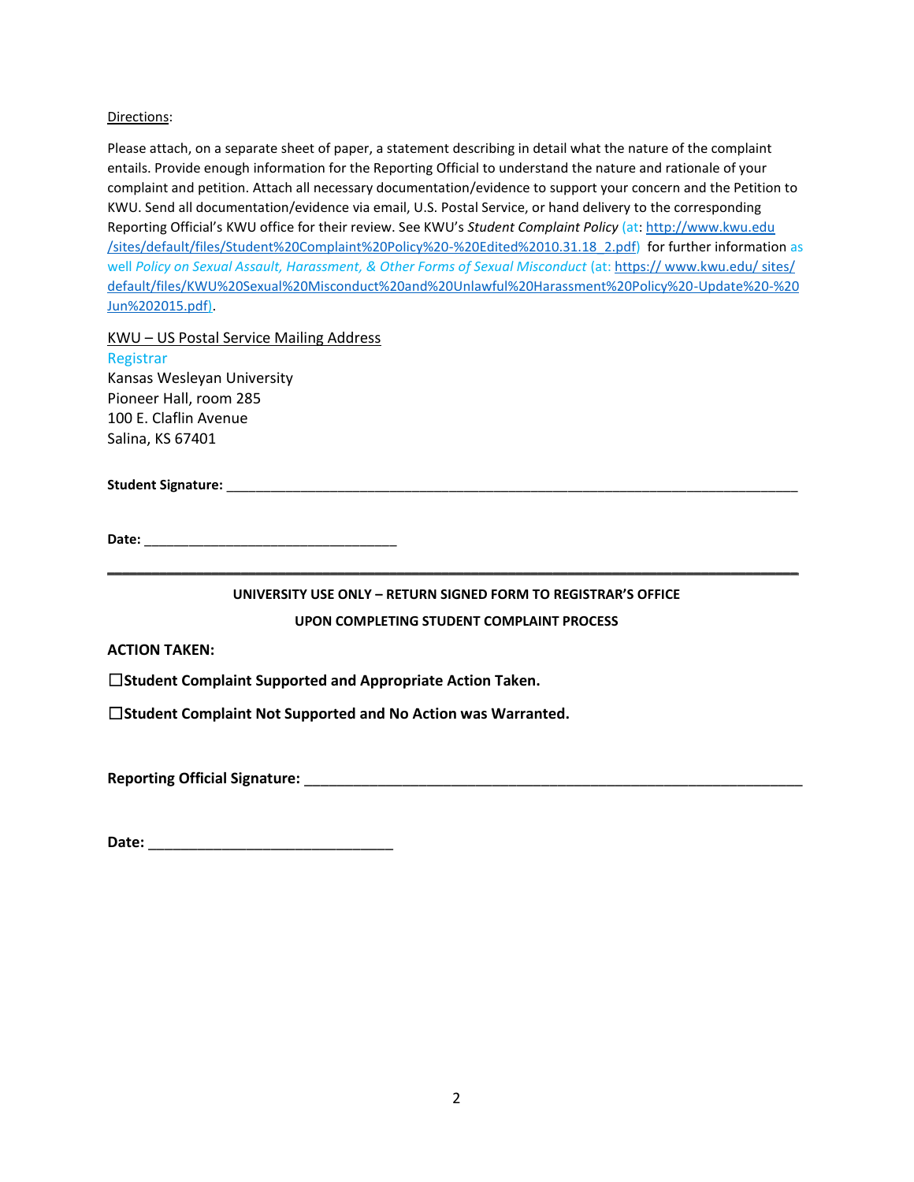Directions:

Please attach, on a separate sheet of paper, a statement describing in detail what the nature of the complaint entails. Provide enough information for the Reporting Official to understand the nature and rationale of your complaint and petition. Attach all necessary documentation/evidence to support your concern and the Petition to KWU. Send all documentation/evidence via email, U.S. Postal Service, or hand delivery to the corresponding Reporting Official's KWU office for their review. See KWU's *Student Complaint Policy* (at: http://www.kwu.edu/sites/default/files/Student%20Complaint%20Policy%20-%20Edited%2010.31.18_2.pdf) for further information as well *Policy on Sexual Assault, Harassment, & Other Forms of Sexual Misconduct* (at: https:// www.kwu.edu/ sites/ default/files/KWU%20Sexual%20Misconduct%20and%20Unlawful%20Harassment%20Policy%20-Update%20-%20Jun%202015.pdf).

KWU – US Postal Service Mailing Address
Registrar
Kansas Wesleyan University
Pioneer Hall, room 285
100 E. Claflin Avenue
Salina, KS 67401

**Student Signature:** ___________________________________________

**Date:** ______________________________

---

**UNIVERSITY USE ONLY – RETURN SIGNED FORM TO REGISTRAR'S OFFICE UPON COMPLETING STUDENT COMPLAINT PROCESS**

**ACTION TAKEN:**

☐**Student Complaint Supported and Appropriate Action Taken.**

☐**Student Complaint Not Supported and No Action was Warranted.**

**Reporting Official Signature:** ___________________________________________

**Date:** ______________________________